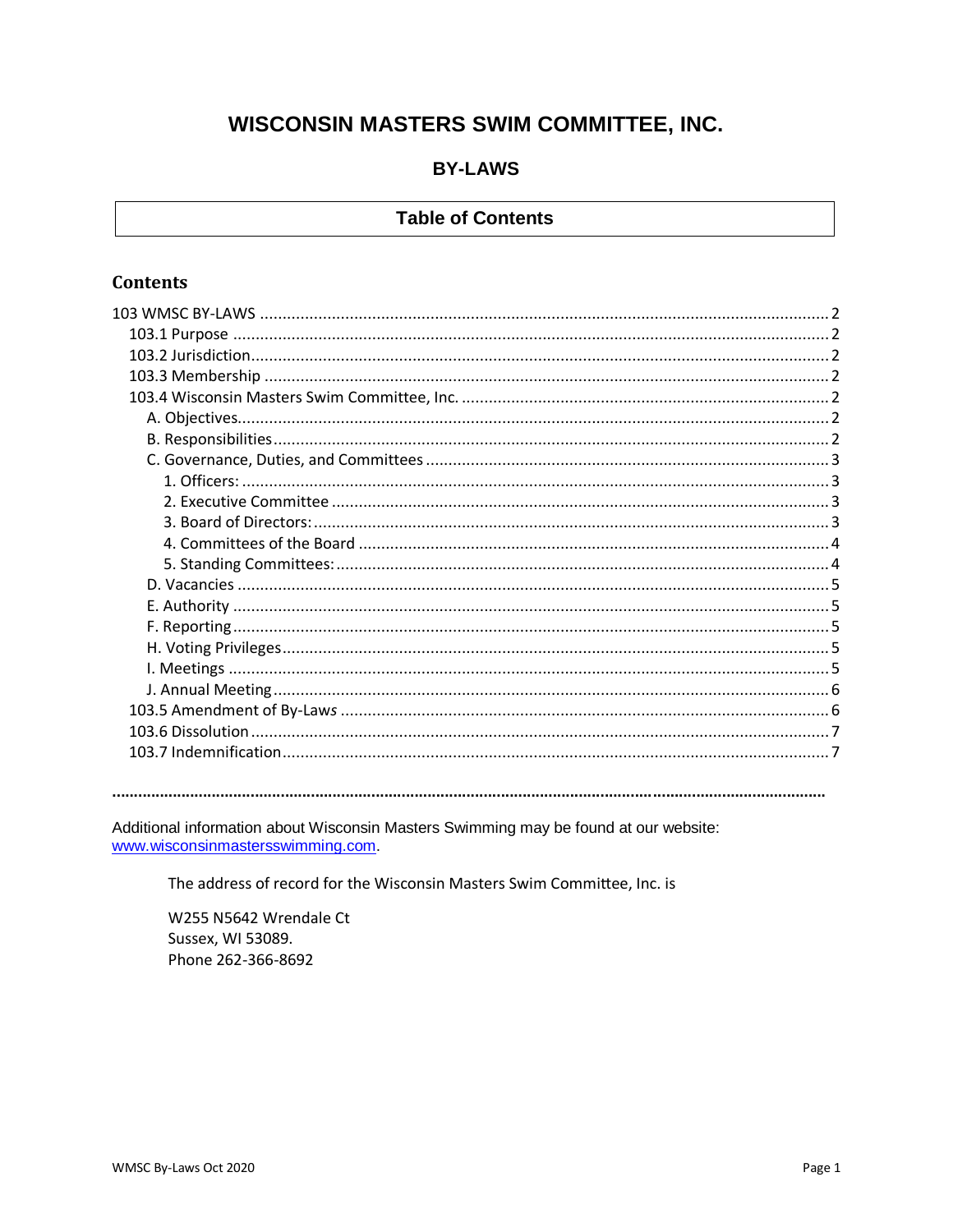# WISCONSIN MASTERS SWIM COMMITTEE, INC.

## BY-LAWS

### Table of Contents

## Contents

103 WMSC BY-LAWS ..... 2
- 103.1 Purpose ..... 2
- 103.2 Jurisdiction ..... 2
- 103.3 Membership ..... 2
- 103.4 Wisconsin Masters Swim Committee, Inc. ..... 2
  - A. Objectives ..... 2
  - B. Responsibilities ..... 2
  - C. Governance, Duties, and Committees ..... 3
    - 1. Officers: ..... 3
    - 2. Executive Committee ..... 3
    - 3. Board of Directors: ..... 3
    - 4. Committees of the Board ..... 4
    - 5. Standing Committees: ..... 4
  - D. Vacancies ..... 5
  - E. Authority ..... 5
  - F. Reporting ..... 5
  - H. Voting Privileges ..... 5
  - I. Meetings ..... 5
  - J. Annual Meeting ..... 6
- 103.5 Amendment of By-Laws ..... 6
- 103.6 Dissolution ..... 7
- 103.7 Indemnification ..... 7

.................................................................................................................................................

Additional information about Wisconsin Masters Swimming may be found at our website: www.wisconsinmastersswimming.com.

The address of record for the Wisconsin Masters Swim Committee, Inc. is

W255 N5642 Wrendale Ct
Sussex, WI 53089.
Phone 262-366-8692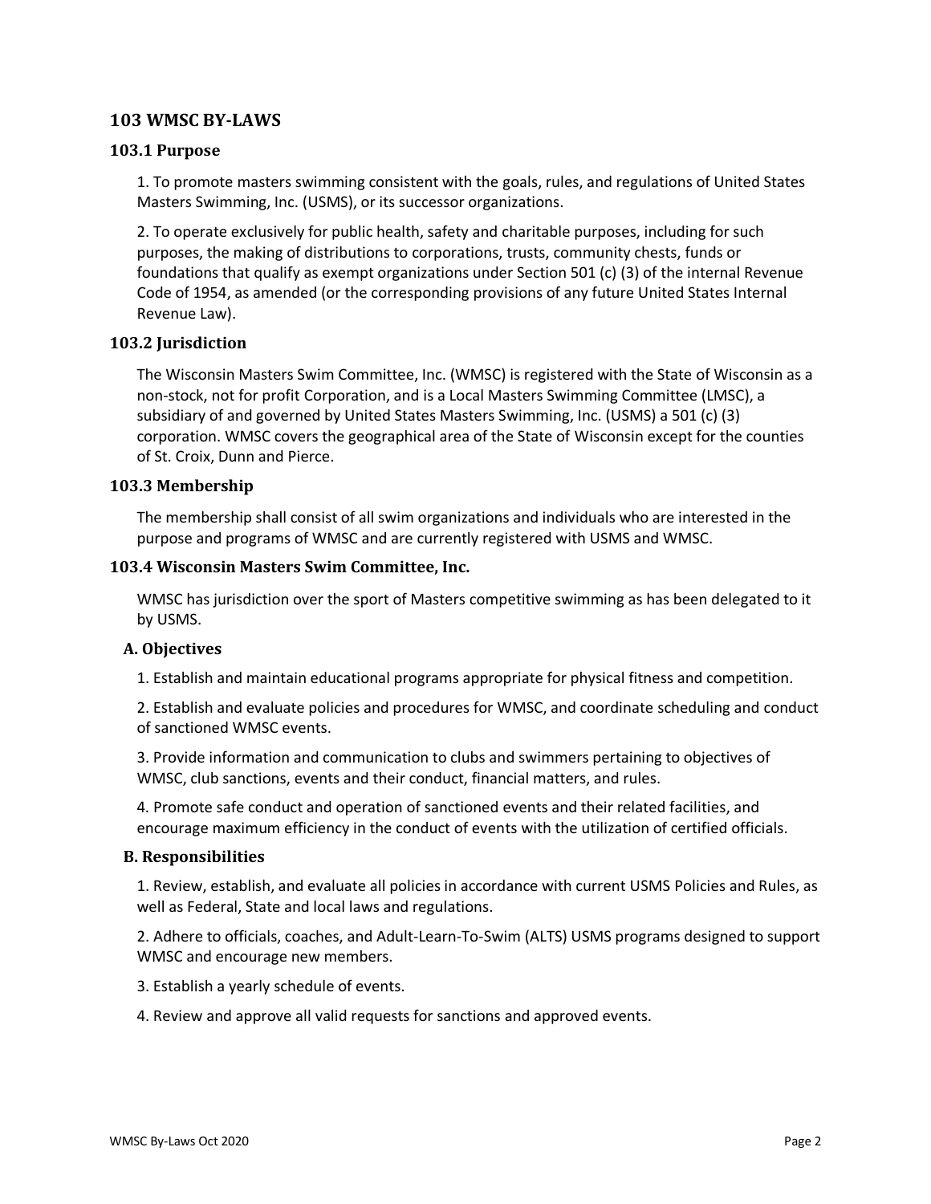## 103 WMSC BY-LAWS

### 103.1 Purpose

1. To promote masters swimming consistent with the goals, rules, and regulations of United States Masters Swimming, Inc. (USMS), or its successor organizations.

2. To operate exclusively for public health, safety and charitable purposes, including for such purposes, the making of distributions to corporations, trusts, community chests, funds or foundations that qualify as exempt organizations under Section 501 (c) (3) of the internal Revenue Code of 1954, as amended (or the corresponding provisions of any future United States Internal Revenue Law).

### 103.2 Jurisdiction

The Wisconsin Masters Swim Committee, Inc. (WMSC) is registered with the State of Wisconsin as a non-stock, not for profit Corporation, and is a Local Masters Swimming Committee (LMSC), a subsidiary of and governed by United States Masters Swimming, Inc. (USMS) a 501 (c) (3) corporation. WMSC covers the geographical area of the State of Wisconsin except for the counties of St. Croix, Dunn and Pierce.

### 103.3 Membership

The membership shall consist of all swim organizations and individuals who are interested in the purpose and programs of WMSC and are currently registered with USMS and WMSC.

### 103.4 Wisconsin Masters Swim Committee, Inc.

WMSC has jurisdiction over the sport of Masters competitive swimming as has been delegated to it by USMS.

#### A. Objectives

1. Establish and maintain educational programs appropriate for physical fitness and competition.

2. Establish and evaluate policies and procedures for WMSC, and coordinate scheduling and conduct of sanctioned WMSC events.

3. Provide information and communication to clubs and swimmers pertaining to objectives of WMSC, club sanctions, events and their conduct, financial matters, and rules.

4. Promote safe conduct and operation of sanctioned events and their related facilities, and encourage maximum efficiency in the conduct of events with the utilization of certified officials.

#### B. Responsibilities

1. Review, establish, and evaluate all policies in accordance with current USMS Policies and Rules, as well as Federal, State and local laws and regulations.

2. Adhere to officials, coaches, and Adult-Learn-To-Swim (ALTS) USMS programs designed to support WMSC and encourage new members.

3. Establish a yearly schedule of events.

4. Review and approve all valid requests for sanctions and approved events.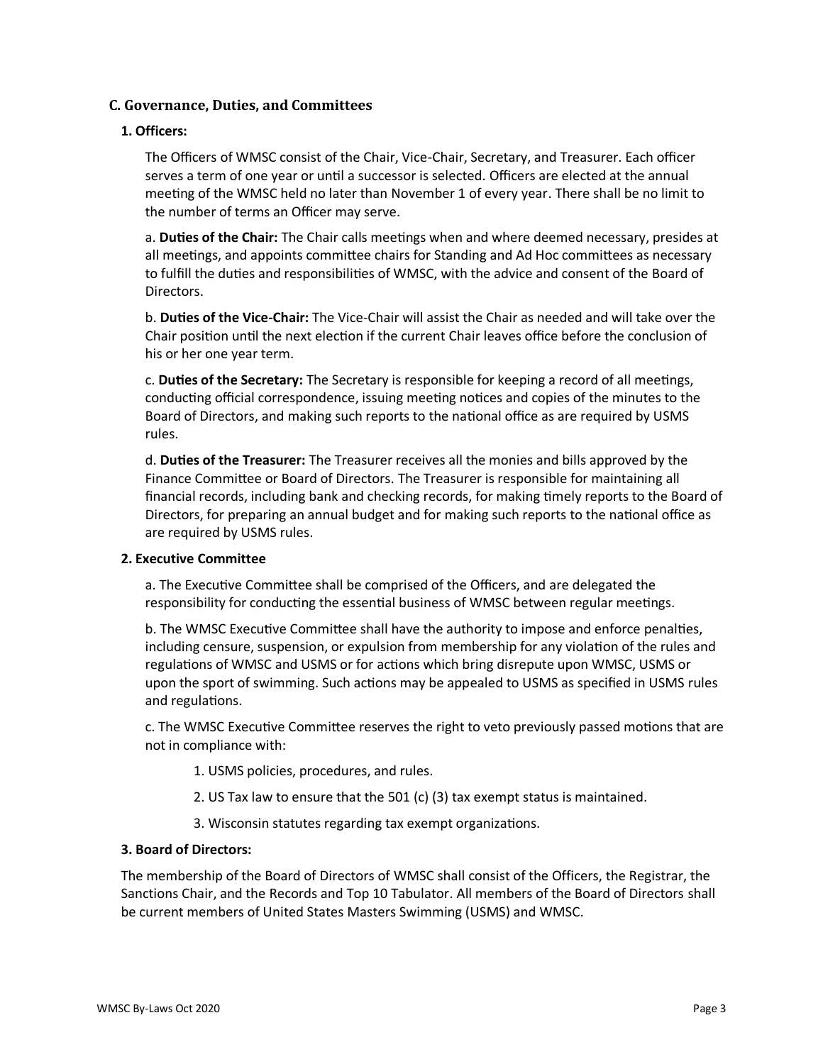## C. Governance, Duties, and Committees

### 1. Officers:

The Officers of WMSC consist of the Chair, Vice-Chair, Secretary, and Treasurer. Each officer serves a term of one year or until a successor is selected. Officers are elected at the annual meeting of the WMSC held no later than November 1 of every year. There shall be no limit to the number of terms an Officer may serve.

a. **Duties of the Chair:** The Chair calls meetings when and where deemed necessary, presides at all meetings, and appoints committee chairs for Standing and Ad Hoc committees as necessary to fulfill the duties and responsibilities of WMSC, with the advice and consent of the Board of Directors.

b. **Duties of the Vice-Chair:** The Vice-Chair will assist the Chair as needed and will take over the Chair position until the next election if the current Chair leaves office before the conclusion of his or her one year term.

c. **Duties of the Secretary:** The Secretary is responsible for keeping a record of all meetings, conducting official correspondence, issuing meeting notices and copies of the minutes to the Board of Directors, and making such reports to the national office as are required by USMS rules.

d. **Duties of the Treasurer:** The Treasurer receives all the monies and bills approved by the Finance Committee or Board of Directors. The Treasurer is responsible for maintaining all financial records, including bank and checking records, for making timely reports to the Board of Directors, for preparing an annual budget and for making such reports to the national office as are required by USMS rules.

### 2. Executive Committee

a. The Executive Committee shall be comprised of the Officers, and are delegated the responsibility for conducting the essential business of WMSC between regular meetings.

b. The WMSC Executive Committee shall have the authority to impose and enforce penalties, including censure, suspension, or expulsion from membership for any violation of the rules and regulations of WMSC and USMS or for actions which bring disrepute upon WMSC, USMS or upon the sport of swimming. Such actions may be appealed to USMS as specified in USMS rules and regulations.

c. The WMSC Executive Committee reserves the right to veto previously passed motions that are not in compliance with:

1. USMS policies, procedures, and rules.
2. US Tax law to ensure that the 501 (c) (3) tax exempt status is maintained.
3. Wisconsin statutes regarding tax exempt organizations.

### 3. Board of Directors:

The membership of the Board of Directors of WMSC shall consist of the Officers, the Registrar, the Sanctions Chair, and the Records and Top 10 Tabulator. All members of the Board of Directors shall be current members of United States Masters Swimming (USMS) and WMSC.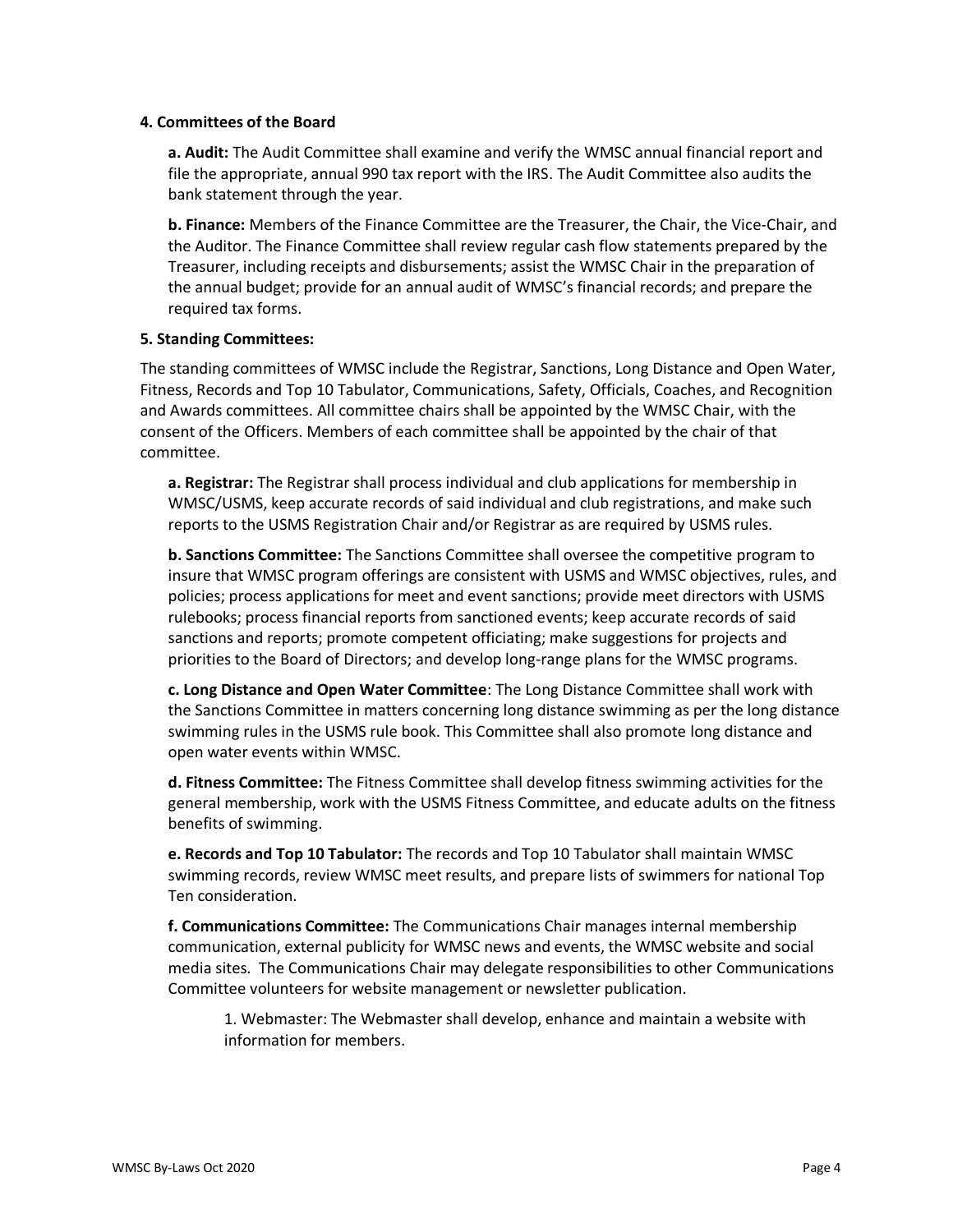**4. Committees of the Board**

**a. Audit:** The Audit Committee shall examine and verify the WMSC annual financial report and file the appropriate, annual 990 tax report with the IRS. The Audit Committee also audits the bank statement through the year.

**b. Finance:** Members of the Finance Committee are the Treasurer, the Chair, the Vice-Chair, and the Auditor. The Finance Committee shall review regular cash flow statements prepared by the Treasurer, including receipts and disbursements; assist the WMSC Chair in the preparation of the annual budget; provide for an annual audit of WMSC's financial records; and prepare the required tax forms.

**5. Standing Committees:**

The standing committees of WMSC include the Registrar, Sanctions, Long Distance and Open Water, Fitness, Records and Top 10 Tabulator, Communications, Safety, Officials, Coaches, and Recognition and Awards committees. All committee chairs shall be appointed by the WMSC Chair, with the consent of the Officers. Members of each committee shall be appointed by the chair of that committee.

**a. Registrar:** The Registrar shall process individual and club applications for membership in WMSC/USMS, keep accurate records of said individual and club registrations, and make such reports to the USMS Registration Chair and/or Registrar as are required by USMS rules.

**b. Sanctions Committee:** The Sanctions Committee shall oversee the competitive program to insure that WMSC program offerings are consistent with USMS and WMSC objectives, rules, and policies; process applications for meet and event sanctions; provide meet directors with USMS rulebooks; process financial reports from sanctioned events; keep accurate records of said sanctions and reports; promote competent officiating; make suggestions for projects and priorities to the Board of Directors; and develop long-range plans for the WMSC programs.

**c. Long Distance and Open Water Committee**: The Long Distance Committee shall work with the Sanctions Committee in matters concerning long distance swimming as per the long distance swimming rules in the USMS rule book. This Committee shall also promote long distance and open water events within WMSC.

**d. Fitness Committee:** The Fitness Committee shall develop fitness swimming activities for the general membership, work with the USMS Fitness Committee, and educate adults on the fitness benefits of swimming.

**e. Records and Top 10 Tabulator:** The records and Top 10 Tabulator shall maintain WMSC swimming records, review WMSC meet results, and prepare lists of swimmers for national Top Ten consideration.

**f. Communications Committee:** The Communications Chair manages internal membership communication, external publicity for WMSC news and events, the WMSC website and social media sites. The Communications Chair may delegate responsibilities to other Communications Committee volunteers for website management or newsletter publication.

1. Webmaster: The Webmaster shall develop, enhance and maintain a website with information for members.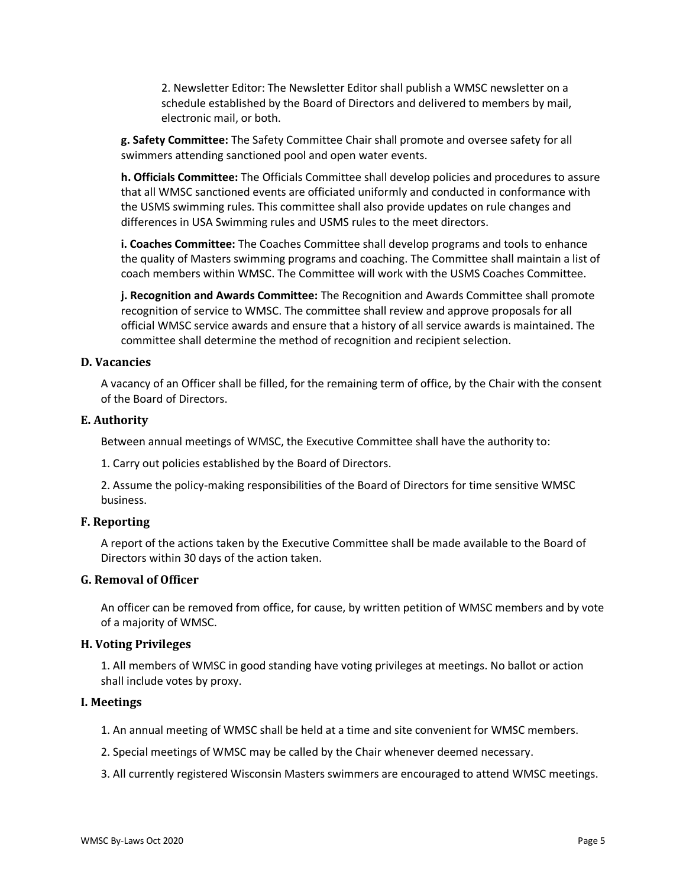2. Newsletter Editor: The Newsletter Editor shall publish a WMSC newsletter on a schedule established by the Board of Directors and delivered to members by mail, electronic mail, or both.

**g. Safety Committee:** The Safety Committee Chair shall promote and oversee safety for all swimmers attending sanctioned pool and open water events.

**h. Officials Committee:** The Officials Committee shall develop policies and procedures to assure that all WMSC sanctioned events are officiated uniformly and conducted in conformance with the USMS swimming rules. This committee shall also provide updates on rule changes and differences in USA Swimming rules and USMS rules to the meet directors.

**i. Coaches Committee:** The Coaches Committee shall develop programs and tools to enhance the quality of Masters swimming programs and coaching. The Committee shall maintain a list of coach members within WMSC. The Committee will work with the USMS Coaches Committee.

**j. Recognition and Awards Committee:** The Recognition and Awards Committee shall promote recognition of service to WMSC. The committee shall review and approve proposals for all official WMSC service awards and ensure that a history of all service awards is maintained. The committee shall determine the method of recognition and recipient selection.

### D. Vacancies

A vacancy of an Officer shall be filled, for the remaining term of office, by the Chair with the consent of the Board of Directors.

### E. Authority

Between annual meetings of WMSC, the Executive Committee shall have the authority to:

1. Carry out policies established by the Board of Directors.

2. Assume the policy-making responsibilities of the Board of Directors for time sensitive WMSC business.

### F. Reporting

A report of the actions taken by the Executive Committee shall be made available to the Board of Directors within 30 days of the action taken.

### G. Removal of Officer

An officer can be removed from office, for cause, by written petition of WMSC members and by vote of a majority of WMSC.

### H. Voting Privileges

1. All members of WMSC in good standing have voting privileges at meetings. No ballot or action shall include votes by proxy.

### I. Meetings

1. An annual meeting of WMSC shall be held at a time and site convenient for WMSC members.

2. Special meetings of WMSC may be called by the Chair whenever deemed necessary.

3. All currently registered Wisconsin Masters swimmers are encouraged to attend WMSC meetings.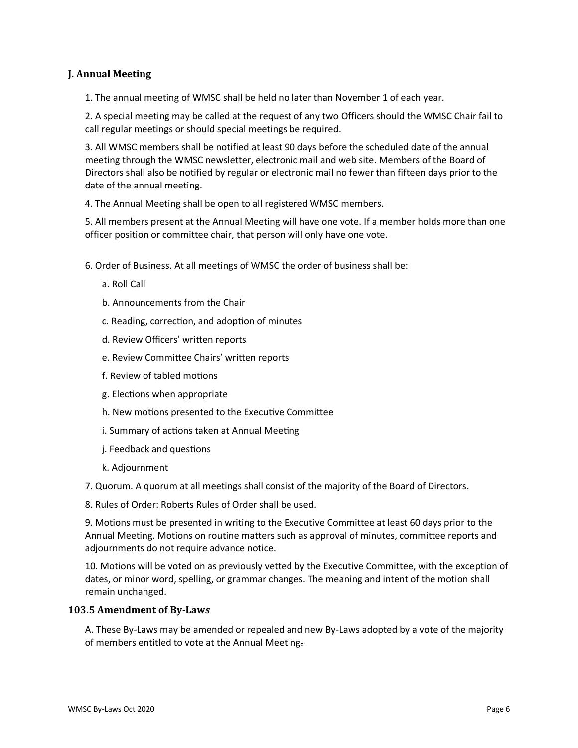### J. Annual Meeting

1. The annual meeting of WMSC shall be held no later than November 1 of each year.

2. A special meeting may be called at the request of any two Officers should the WMSC Chair fail to call regular meetings or should special meetings be required.

3. All WMSC members shall be notified at least 90 days before the scheduled date of the annual meeting through the WMSC newsletter, electronic mail and web site. Members of the Board of Directors shall also be notified by regular or electronic mail no fewer than fifteen days prior to the date of the annual meeting.

4. The Annual Meeting shall be open to all registered WMSC members.

5. All members present at the Annual Meeting will have one vote. If a member holds more than one officer position or committee chair, that person will only have one vote.

6. Order of Business. At all meetings of WMSC the order of business shall be:

   a. Roll Call

   b. Announcements from the Chair

   c. Reading, correction, and adoption of minutes

   d. Review Officers' written reports

   e. Review Committee Chairs' written reports

   f. Review of tabled motions

   g. Elections when appropriate

   h. New motions presented to the Executive Committee

   i. Summary of actions taken at Annual Meeting

   j. Feedback and questions

   k. Adjournment

7. Quorum. A quorum at all meetings shall consist of the majority of the Board of Directors.

8. Rules of Order: Roberts Rules of Order shall be used.

9. Motions must be presented in writing to the Executive Committee at least 60 days prior to the Annual Meeting. Motions on routine matters such as approval of minutes, committee reports and adjournments do not require advance notice.

10. Motions will be voted on as previously vetted by the Executive Committee, with the exception of dates, or minor word, spelling, or grammar changes. The meaning and intent of the motion shall remain unchanged.

### 103.5 Amendment of By-Law*s*

A. These By-Laws may be amended or repealed and new By-Laws adopted by a vote of the majority of members entitled to vote at the Annual Meeting.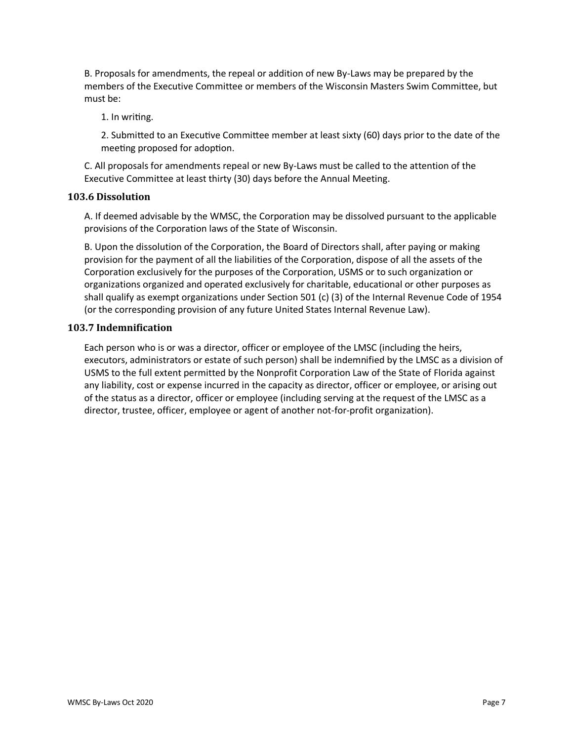B. Proposals for amendments, the repeal or addition of new By-Laws may be prepared by the members of the Executive Committee or members of the Wisconsin Masters Swim Committee, but must be:

1. In writing.

2. Submitted to an Executive Committee member at least sixty (60) days prior to the date of the meeting proposed for adoption.

C. All proposals for amendments repeal or new By-Laws must be called to the attention of the Executive Committee at least thirty (30) days before the Annual Meeting.

### 103.6 Dissolution

A. If deemed advisable by the WMSC, the Corporation may be dissolved pursuant to the applicable provisions of the Corporation laws of the State of Wisconsin.

B. Upon the dissolution of the Corporation, the Board of Directors shall, after paying or making provision for the payment of all the liabilities of the Corporation, dispose of all the assets of the Corporation exclusively for the purposes of the Corporation, USMS or to such organization or organizations organized and operated exclusively for charitable, educational or other purposes as shall qualify as exempt organizations under Section 501 (c) (3) of the Internal Revenue Code of 1954 (or the corresponding provision of any future United States Internal Revenue Law).

### 103.7 Indemnification

Each person who is or was a director, officer or employee of the LMSC (including the heirs, executors, administrators or estate of such person) shall be indemnified by the LMSC as a division of USMS to the full extent permitted by the Nonprofit Corporation Law of the State of Florida against any liability, cost or expense incurred in the capacity as director, officer or employee, or arising out of the status as a director, officer or employee (including serving at the request of the LMSC as a director, trustee, officer, employee or agent of another not-for-profit organization).